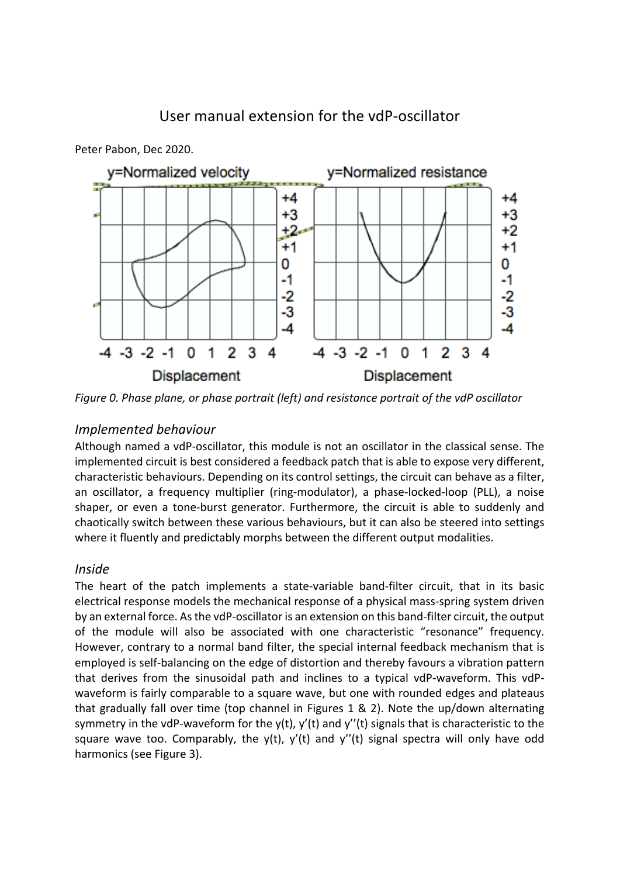# User manual extension for the vdP-oscillator

Peter Pabon, Dec 2020.

*Figure 0. Phase plane, or phase portrait (left) and resistance portrait of the vdP oscillator*

## *Implemented behaviour*

Although named a vdP-oscillator, this module is not an oscillator in the classical sense. The implemented circuit is best considered a feedback patch that is able to expose very different, characteristic behaviours. Depending on its control settings, the circuit can behave as a filter, an oscillator, a frequency multiplier (ring-modulator), a phase-locked-loop (PLL), a noise shaper, or even a tone-burst generator. Furthermore, the circuit is able to suddenly and chaotically switch between these various behaviours, but it can also be steered into settings where it fluently and predictably morphs between the different output modalities.

## *Inside*

The heart of the patch implements a state-variable band-filter circuit, that in its basic electrical response models the mechanical response of a physical mass-spring system driven by an external force. As the vdP-oscillator is an extension on this band-filter circuit, the output of the module will also be associated with one characteristic "resonance" frequency. However, contrary to a normal band filter, the special internal feedback mechanism that is employed is self-balancing on the edge of distortion and thereby favours a vibration pattern that derives from the sinusoidal path and inclines to a typical vdP-waveform. This vdP-waveform is fairly comparable to a square wave, but one with rounded edges and plateaus that gradually fall over time (top channel in Figures 1 & 2). Note the up/down alternating symmetry in the vdP-waveform for the $y(t)$, $y'(t)$ and $y''(t)$ signals that is characteristic to the square wave too. Comparably, the $y(t)$, $y'(t)$ and $y''(t)$ signal spectra will only have odd harmonics (see Figure 3).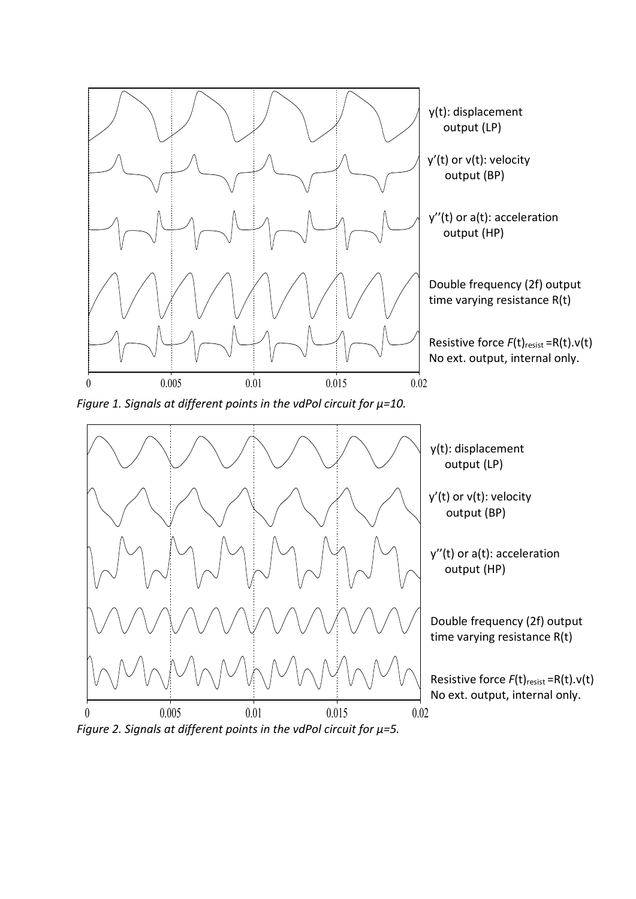*Figure 1. Signals at different points in the vdPol circuit for $\mu=10$.*

*Figure 2. Signals at different points in the vdPol circuit for $\mu=5$.*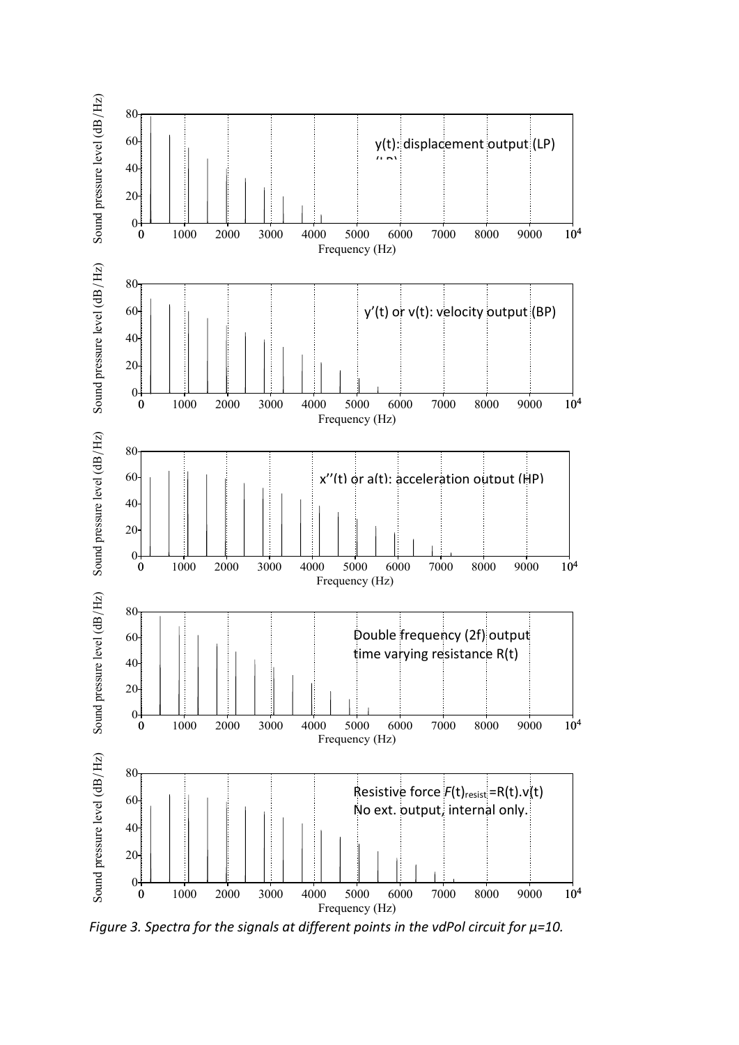y(t): displacement output (LP)

y'(t) or v(t): velocity output (BP)

x''(t) or a(t): acceleration output (HP)

Double frequency (2f) output
time varying resistance R(t)

Resistive force $F(t)_{resist}=R(t).v(t)$
No ext. output, internal only.

*Figure 3. Spectra for the signals at different points in the vdPol circuit for μ=10.*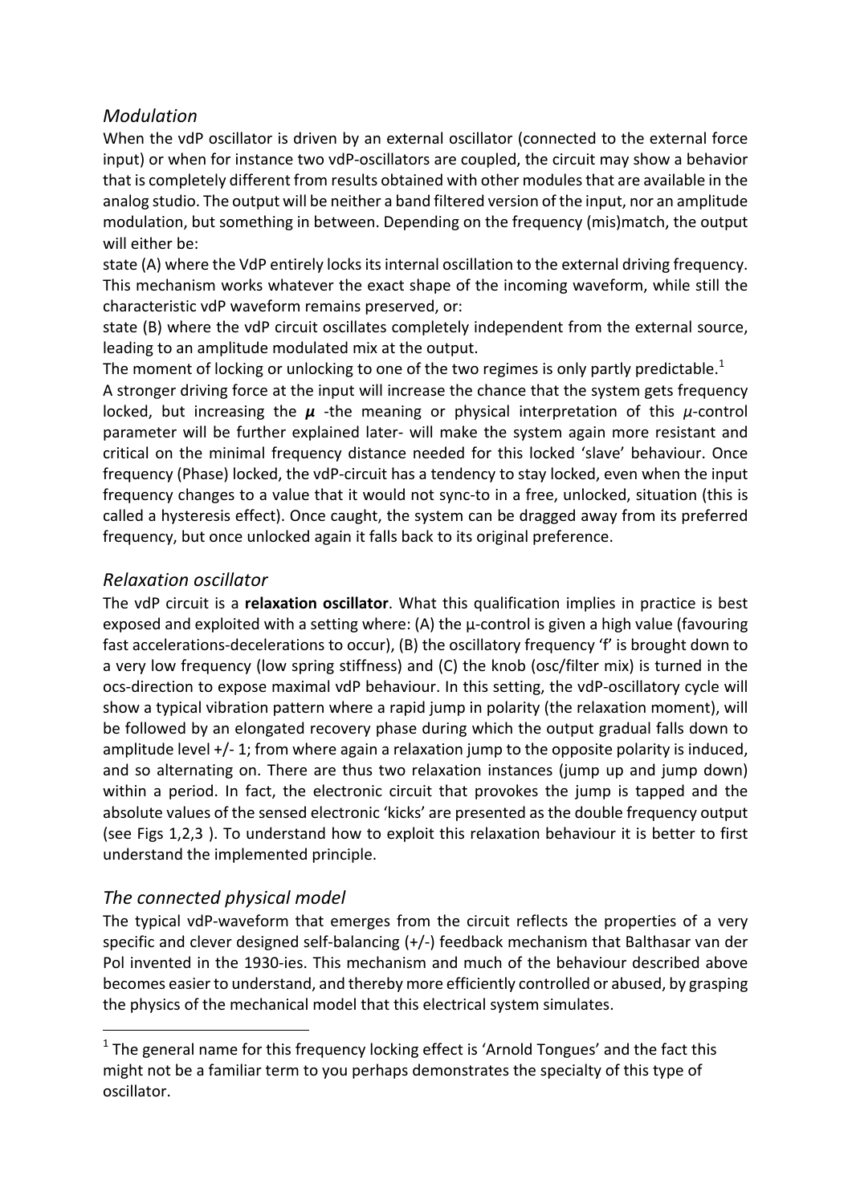## *Modulation*

When the vdP oscillator is driven by an external oscillator (connected to the external force input) or when for instance two vdP-oscillators are coupled, the circuit may show a behavior that is completely different from results obtained with other modules that are available in the analog studio. The output will be neither a band filtered version of the input, nor an amplitude modulation, but something in between. Depending on the frequency (mis)match, the output will either be:

state (A) where the VdP entirely locks its internal oscillation to the external driving frequency. This mechanism works whatever the exact shape of the incoming waveform, while still the characteristic vdP waveform remains preserved, or:

state (B) where the vdP circuit oscillates completely independent from the external source, leading to an amplitude modulated mix at the output.

The moment of locking or unlocking to one of the two regimes is only partly predictable.[1]

A stronger driving force at the input will increase the chance that the system gets frequency locked, but increasing the $\boldsymbol{\mu}$ -the meaning or physical interpretation of this $\mu$-control parameter will be further explained later- will make the system again more resistant and critical on the minimal frequency distance needed for this locked 'slave' behaviour. Once frequency (Phase) locked, the vdP-circuit has a tendency to stay locked, even when the input frequency changes to a value that it would not sync-to in a free, unlocked, situation (this is called a hysteresis effect). Once caught, the system can be dragged away from its preferred frequency, but once unlocked again it falls back to its original preference.

## *Relaxation oscillator*

The vdP circuit is a **relaxation oscillator**. What this qualification implies in practice is best exposed and exploited with a setting where: (A) the μ-control is given a high value (favouring fast accelerations-decelerations to occur), (B) the oscillatory frequency 'f' is brought down to a very low frequency (low spring stiffness) and (C) the knob (osc/filter mix) is turned in the ocs-direction to expose maximal vdP behaviour. In this setting, the vdP-oscillatory cycle will show a typical vibration pattern where a rapid jump in polarity (the relaxation moment), will be followed by an elongated recovery phase during which the output gradual falls down to amplitude level +/- 1; from where again a relaxation jump to the opposite polarity is induced, and so alternating on. There are thus two relaxation instances (jump up and jump down) within a period. In fact, the electronic circuit that provokes the jump is tapped and the absolute values of the sensed electronic 'kicks' are presented as the double frequency output (see Figs 1,2,3 ). To understand how to exploit this relaxation behaviour it is better to first understand the implemented principle.

## *The connected physical model*

The typical vdP-waveform that emerges from the circuit reflects the properties of a very specific and clever designed self-balancing (+/-) feedback mechanism that Balthasar van der Pol invented in the 1930-ies. This mechanism and much of the behaviour described above becomes easier to understand, and thereby more efficiently controlled or abused, by grasping the physics of the mechanical model that this electrical system simulates.

---

[1] The general name for this frequency locking effect is 'Arnold Tongues' and the fact this might not be a familiar term to you perhaps demonstrates the specialty of this type of oscillator.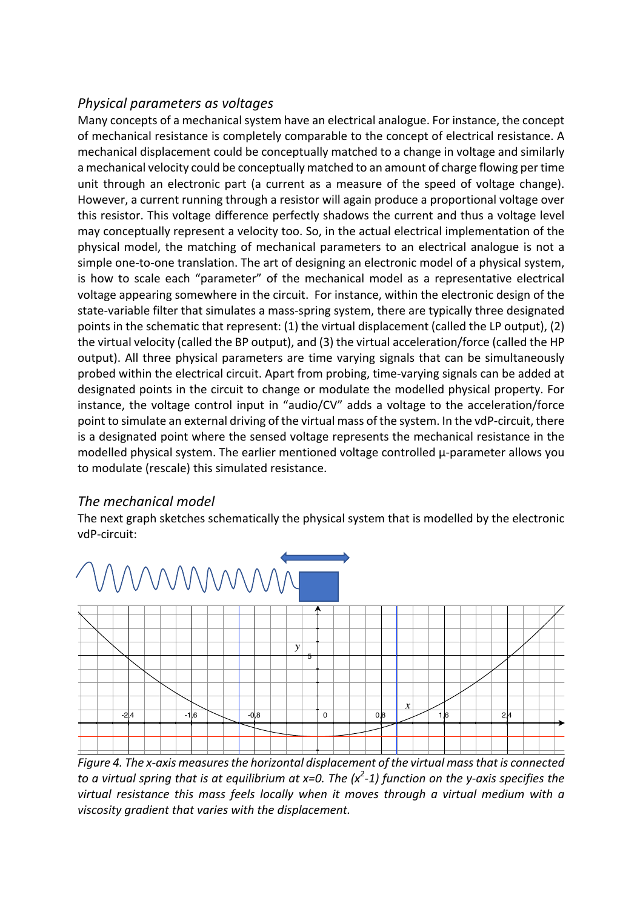## *Physical parameters as voltages*

Many concepts of a mechanical system have an electrical analogue. For instance, the concept of mechanical resistance is completely comparable to the concept of electrical resistance. A mechanical displacement could be conceptually matched to a change in voltage and similarly a mechanical velocity could be conceptually matched to an amount of charge flowing per time unit through an electronic part (a current as a measure of the speed of voltage change). However, a current running through a resistor will again produce a proportional voltage over this resistor. This voltage difference perfectly shadows the current and thus a voltage level may conceptually represent a velocity too. So, in the actual electrical implementation of the physical model, the matching of mechanical parameters to an electrical analogue is not a simple one-to-one translation. The art of designing an electronic model of a physical system, is how to scale each "parameter" of the mechanical model as a representative electrical voltage appearing somewhere in the circuit. For instance, within the electronic design of the state-variable filter that simulates a mass-spring system, there are typically three designated points in the schematic that represent: (1) the virtual displacement (called the LP output), (2) the virtual velocity (called the BP output), and (3) the virtual acceleration/force (called the HP output). All three physical parameters are time varying signals that can be simultaneously probed within the electrical circuit. Apart from probing, time-varying signals can be added at designated points in the circuit to change or modulate the modelled physical property. For instance, the voltage control input in "audio/CV" adds a voltage to the acceleration/force point to simulate an external driving of the virtual mass of the system. In the vdP-circuit, there is a designated point where the sensed voltage represents the mechanical resistance in the modelled physical system. The earlier mentioned voltage controlled μ-parameter allows you to modulate (rescale) this simulated resistance.

## *The mechanical model*

The next graph sketches schematically the physical system that is modelled by the electronic vdP-circuit:

*Figure 4. The x-axis measures the horizontal displacement of the virtual mass that is connected to a virtual spring that is at equilibrium at x=0. The ($x^2$-1) function on the y-axis specifies the virtual resistance this mass feels locally when it moves through a virtual medium with a viscosity gradient that varies with the displacement.*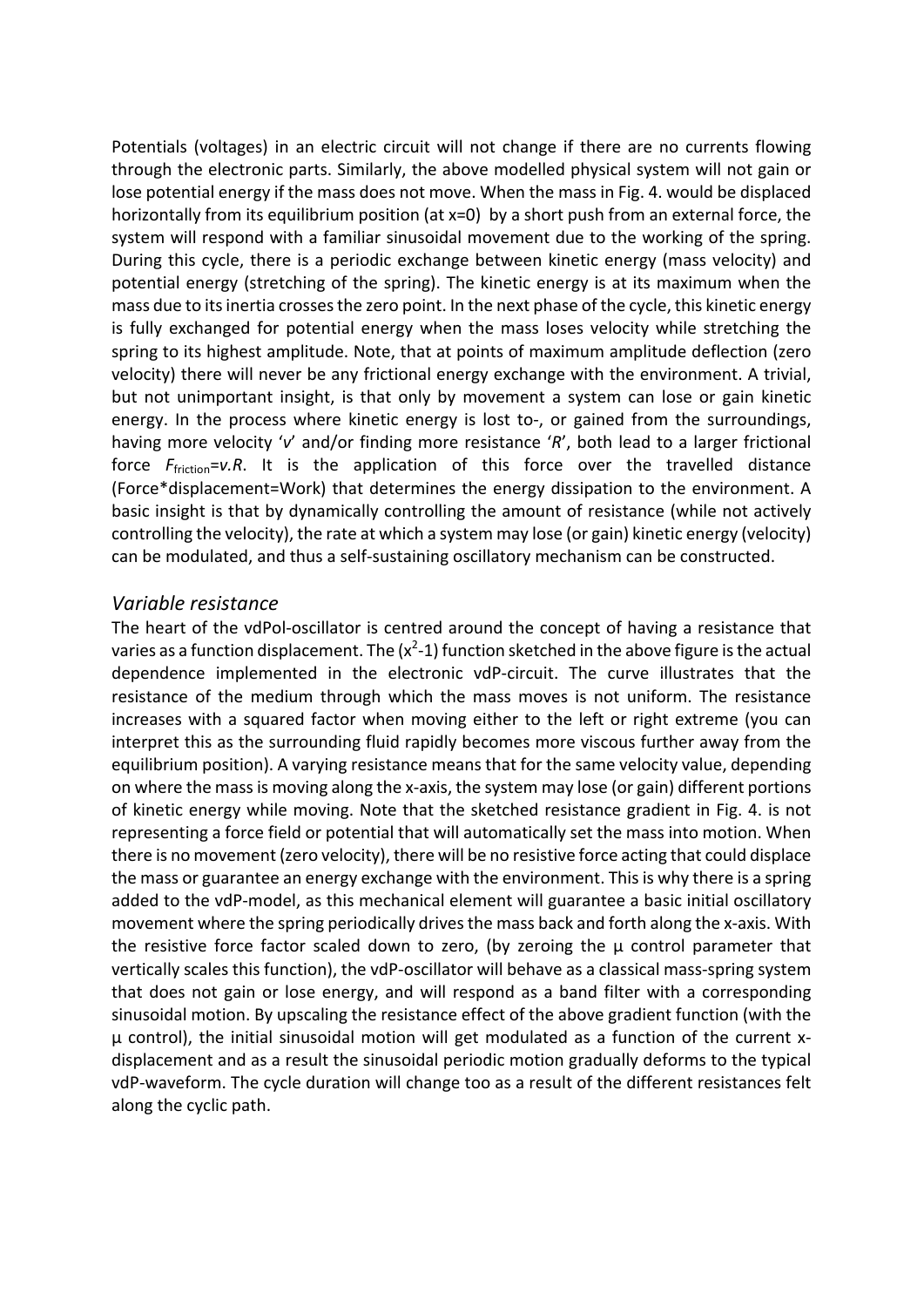Potentials (voltages) in an electric circuit will not change if there are no currents flowing through the electronic parts. Similarly, the above modelled physical system will not gain or lose potential energy if the mass does not move. When the mass in Fig. 4. would be displaced horizontally from its equilibrium position (at x=0) by a short push from an external force, the system will respond with a familiar sinusoidal movement due to the working of the spring. During this cycle, there is a periodic exchange between kinetic energy (mass velocity) and potential energy (stretching of the spring). The kinetic energy is at its maximum when the mass due to its inertia crosses the zero point. In the next phase of the cycle, this kinetic energy is fully exchanged for potential energy when the mass loses velocity while stretching the spring to its highest amplitude. Note, that at points of maximum amplitude deflection (zero velocity) there will never be any frictional energy exchange with the environment. A trivial, but not unimportant insight, is that only by movement a system can lose or gain kinetic energy. In the process where kinetic energy is lost to-, or gained from the surroundings, having more velocity '*v*' and/or finding more resistance '*R*', both lead to a larger frictional force $F_{friction}=v.R$. It is the application of this force over the travelled distance (Force*displacement=Work) that determines the energy dissipation to the environment. A basic insight is that by dynamically controlling the amount of resistance (while not actively controlling the velocity), the rate at which a system may lose (or gain) kinetic energy (velocity) can be modulated, and thus a self-sustaining oscillatory mechanism can be constructed.

## *Variable resistance*

The heart of the vdPol-oscillator is centred around the concept of having a resistance that varies as a function displacement. The ($x^2$-1) function sketched in the above figure is the actual dependence implemented in the electronic vdP-circuit. The curve illustrates that the resistance of the medium through which the mass moves is not uniform. The resistance increases with a squared factor when moving either to the left or right extreme (you can interpret this as the surrounding fluid rapidly becomes more viscous further away from the equilibrium position). A varying resistance means that for the same velocity value, depending on where the mass is moving along the x-axis, the system may lose (or gain) different portions of kinetic energy while moving. Note that the sketched resistance gradient in Fig. 4. is not representing a force field or potential that will automatically set the mass into motion. When there is no movement (zero velocity), there will be no resistive force acting that could displace the mass or guarantee an energy exchange with the environment. This is why there is a spring added to the vdP-model, as this mechanical element will guarantee a basic initial oscillatory movement where the spring periodically drives the mass back and forth along the x-axis. With the resistive force factor scaled down to zero, (by zeroing the $\mu$ control parameter that vertically scales this function), the vdP-oscillator will behave as a classical mass-spring system that does not gain or lose energy, and will respond as a band filter with a corresponding sinusoidal motion. By upscaling the resistance effect of the above gradient function (with the $\mu$ control), the initial sinusoidal motion will get modulated as a function of the current x-displacement and as a result the sinusoidal periodic motion gradually deforms to the typical vdP-waveform. The cycle duration will change too as a result of the different resistances felt along the cyclic path.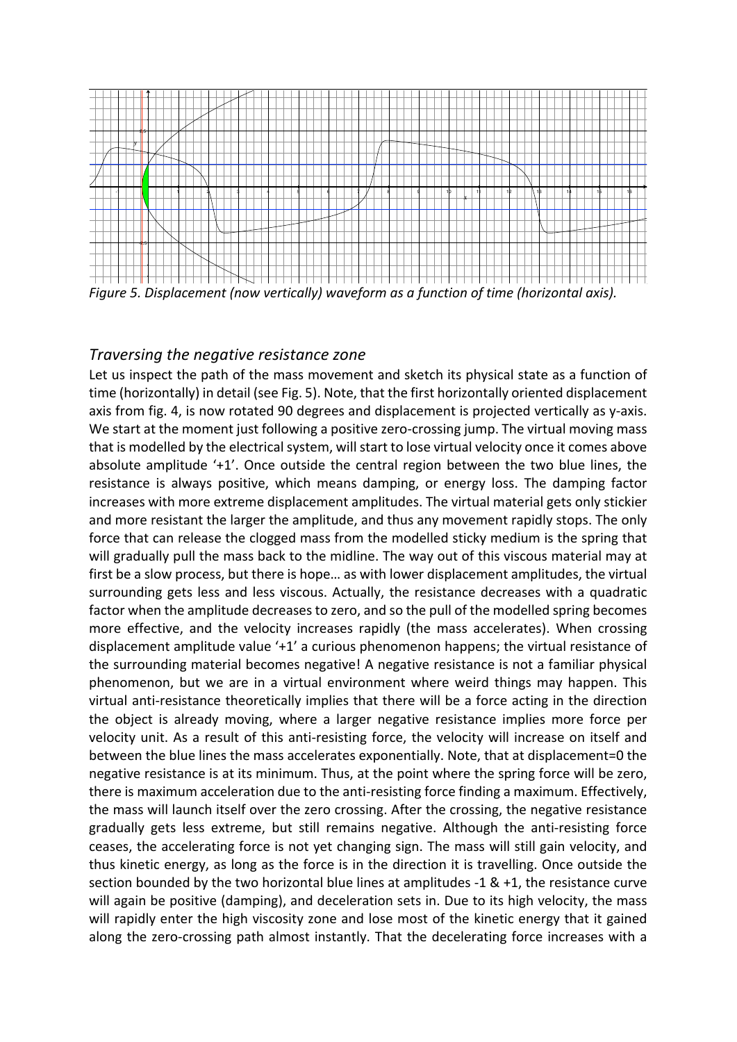*Figure 5. Displacement (now vertically) waveform as a function of time (horizontal axis).*

## *Traversing the negative resistance zone*

Let us inspect the path of the mass movement and sketch its physical state as a function of time (horizontally) in detail (see Fig. 5). Note, that the first horizontally oriented displacement axis from fig. 4, is now rotated 90 degrees and displacement is projected vertically as y-axis. We start at the moment just following a positive zero-crossing jump. The virtual moving mass that is modelled by the electrical system, will start to lose virtual velocity once it comes above absolute amplitude '+1'. Once outside the central region between the two blue lines, the resistance is always positive, which means damping, or energy loss. The damping factor increases with more extreme displacement amplitudes. The virtual material gets only stickier and more resistant the larger the amplitude, and thus any movement rapidly stops. The only force that can release the clogged mass from the modelled sticky medium is the spring that will gradually pull the mass back to the midline. The way out of this viscous material may at first be a slow process, but there is hope… as with lower displacement amplitudes, the virtual surrounding gets less and less viscous. Actually, the resistance decreases with a quadratic factor when the amplitude decreases to zero, and so the pull of the modelled spring becomes more effective, and the velocity increases rapidly (the mass accelerates). When crossing displacement amplitude value '+1' a curious phenomenon happens; the virtual resistance of the surrounding material becomes negative! A negative resistance is not a familiar physical phenomenon, but we are in a virtual environment where weird things may happen. This virtual anti-resistance theoretically implies that there will be a force acting in the direction the object is already moving, where a larger negative resistance implies more force per velocity unit. As a result of this anti-resisting force, the velocity will increase on itself and between the blue lines the mass accelerates exponentially. Note, that at displacement=0 the negative resistance is at its minimum. Thus, at the point where the spring force will be zero, there is maximum acceleration due to the anti-resisting force finding a maximum. Effectively, the mass will launch itself over the zero crossing. After the crossing, the negative resistance gradually gets less extreme, but still remains negative. Although the anti-resisting force ceases, the accelerating force is not yet changing sign. The mass will still gain velocity, and thus kinetic energy, as long as the force is in the direction it is travelling. Once outside the section bounded by the two horizontal blue lines at amplitudes -1 & +1, the resistance curve will again be positive (damping), and deceleration sets in. Due to its high velocity, the mass will rapidly enter the high viscosity zone and lose most of the kinetic energy that it gained along the zero-crossing path almost instantly. That the decelerating force increases with a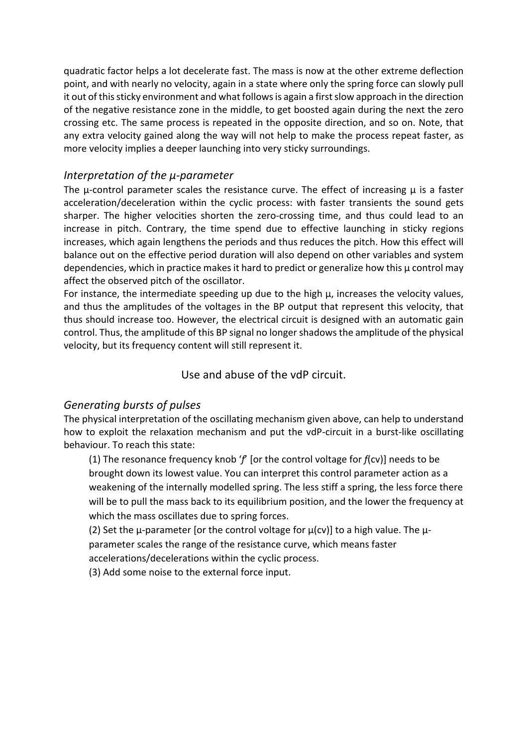quadratic factor helps a lot decelerate fast. The mass is now at the other extreme deflection point, and with nearly no velocity, again in a state where only the spring force can slowly pull it out of this sticky environment and what follows is again a first slow approach in the direction of the negative resistance zone in the middle, to get boosted again during the next the zero crossing etc. The same process is repeated in the opposite direction, and so on. Note, that any extra velocity gained along the way will not help to make the process repeat faster, as more velocity implies a deeper launching into very sticky surroundings.

### *Interpretation of the μ-parameter*

The μ-control parameter scales the resistance curve. The effect of increasing μ is a faster acceleration/deceleration within the cyclic process: with faster transients the sound gets sharper. The higher velocities shorten the zero-crossing time, and thus could lead to an increase in pitch. Contrary, the time spend due to effective launching in sticky regions increases, which again lengthens the periods and thus reduces the pitch. How this effect will balance out on the effective period duration will also depend on other variables and system dependencies, which in practice makes it hard to predict or generalize how this μ control may affect the observed pitch of the oscillator.

For instance, the intermediate speeding up due to the high μ, increases the velocity values, and thus the amplitudes of the voltages in the BP output that represent this velocity, that thus should increase too. However, the electrical circuit is designed with an automatic gain control. Thus, the amplitude of this BP signal no longer shadows the amplitude of the physical velocity, but its frequency content will still represent it.

## Use and abuse of the vdP circuit.

### *Generating bursts of pulses*

The physical interpretation of the oscillating mechanism given above, can help to understand how to exploit the relaxation mechanism and put the vdP-circuit in a burst-like oscillating behaviour. To reach this state:

(1) The resonance frequency knob '*f*' [or the control voltage for *f*(cv)] needs to be brought down its lowest value. You can interpret this control parameter action as a weakening of the internally modelled spring. The less stiff a spring, the less force there will be to pull the mass back to its equilibrium position, and the lower the frequency at which the mass oscillates due to spring forces.

(2) Set the μ-parameter [or the control voltage for μ(cv)] to a high value. The μ-parameter scales the range of the resistance curve, which means faster accelerations/decelerations within the cyclic process.

(3) Add some noise to the external force input.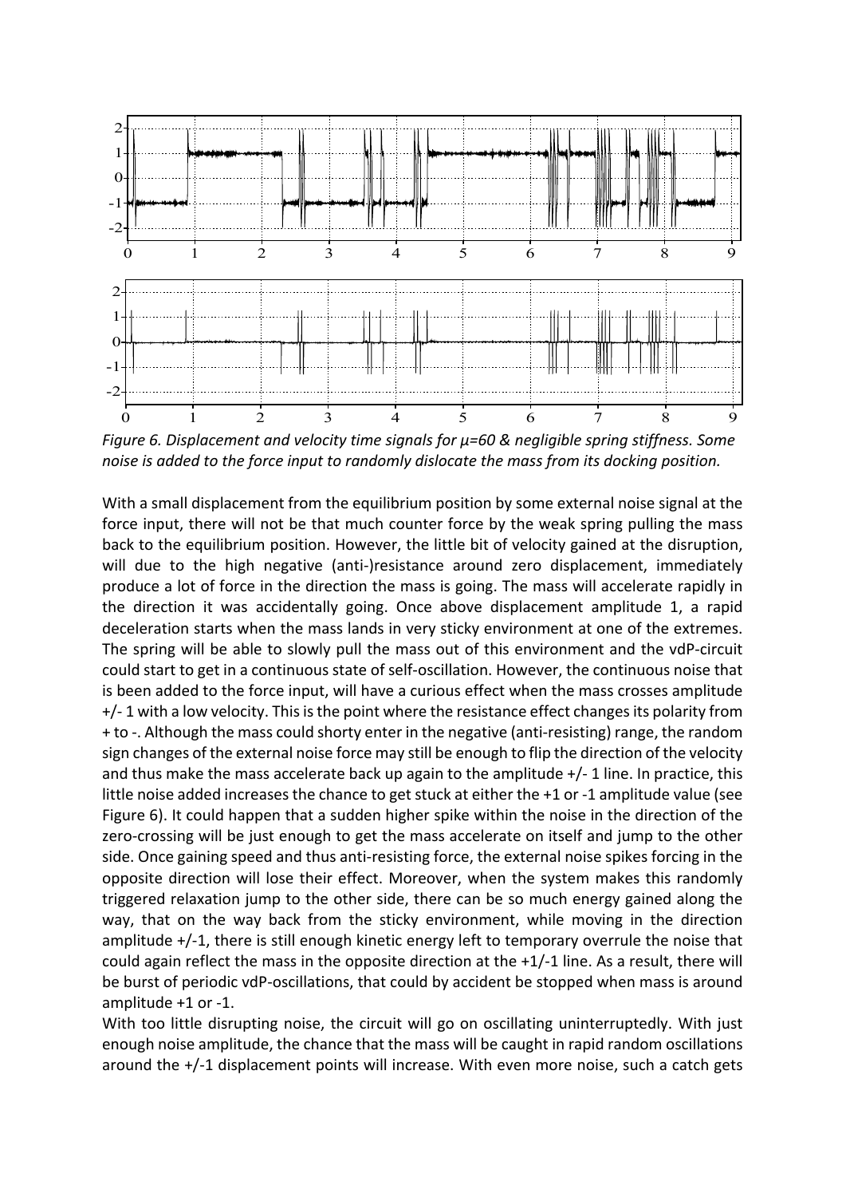*Figure 6. Displacement and velocity time signals for μ=60 & negligible spring stiffness. Some noise is added to the force input to randomly dislocate the mass from its docking position.*

With a small displacement from the equilibrium position by some external noise signal at the force input, there will not be that much counter force by the weak spring pulling the mass back to the equilibrium position. However, the little bit of velocity gained at the disruption, will due to the high negative (anti-)resistance around zero displacement, immediately produce a lot of force in the direction the mass is going. The mass will accelerate rapidly in the direction it was accidentally going. Once above displacement amplitude 1, a rapid deceleration starts when the mass lands in very sticky environment at one of the extremes. The spring will be able to slowly pull the mass out of this environment and the vdP-circuit could start to get in a continuous state of self-oscillation. However, the continuous noise that is been added to the force input, will have a curious effect when the mass crosses amplitude +/- 1 with a low velocity. This is the point where the resistance effect changes its polarity from + to -. Although the mass could shorty enter in the negative (anti-resisting) range, the random sign changes of the external noise force may still be enough to flip the direction of the velocity and thus make the mass accelerate back up again to the amplitude +/- 1 line. In practice, this little noise added increases the chance to get stuck at either the +1 or -1 amplitude value (see Figure 6). It could happen that a sudden higher spike within the noise in the direction of the zero-crossing will be just enough to get the mass accelerate on itself and jump to the other side. Once gaining speed and thus anti-resisting force, the external noise spikes forcing in the opposite direction will lose their effect. Moreover, when the system makes this randomly triggered relaxation jump to the other side, there can be so much energy gained along the way, that on the way back from the sticky environment, while moving in the direction amplitude +/-1, there is still enough kinetic energy left to temporary overrule the noise that could again reflect the mass in the opposite direction at the +1/-1 line. As a result, there will be burst of periodic vdP-oscillations, that could by accident be stopped when mass is around amplitude +1 or -1.

With too little disrupting noise, the circuit will go on oscillating uninterruptedly. With just enough noise amplitude, the chance that the mass will be caught in rapid random oscillations around the +/-1 displacement points will increase. With even more noise, such a catch gets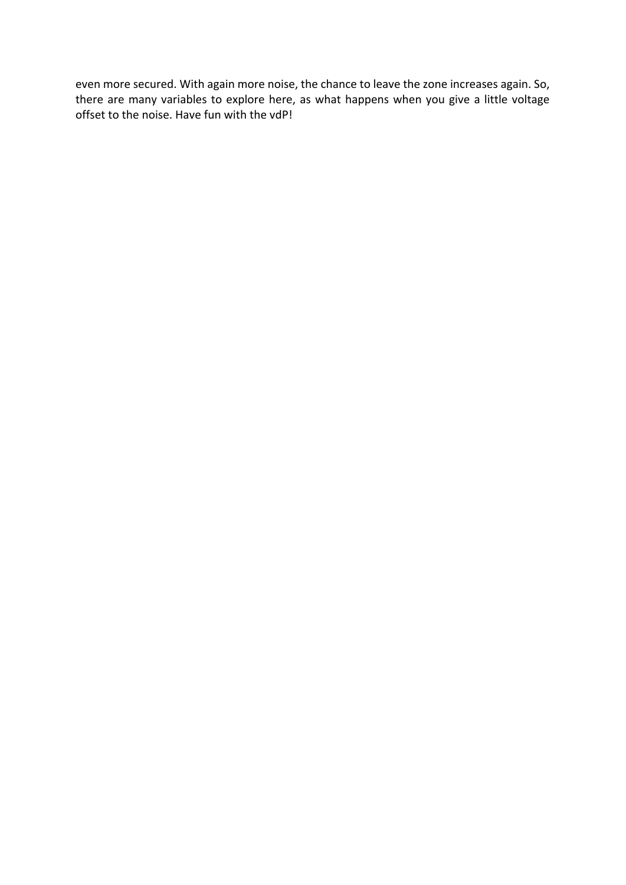even more secured. With again more noise, the chance to leave the zone increases again. So, there are many variables to explore here, as what happens when you give a little voltage offset to the noise. Have fun with the vdP!